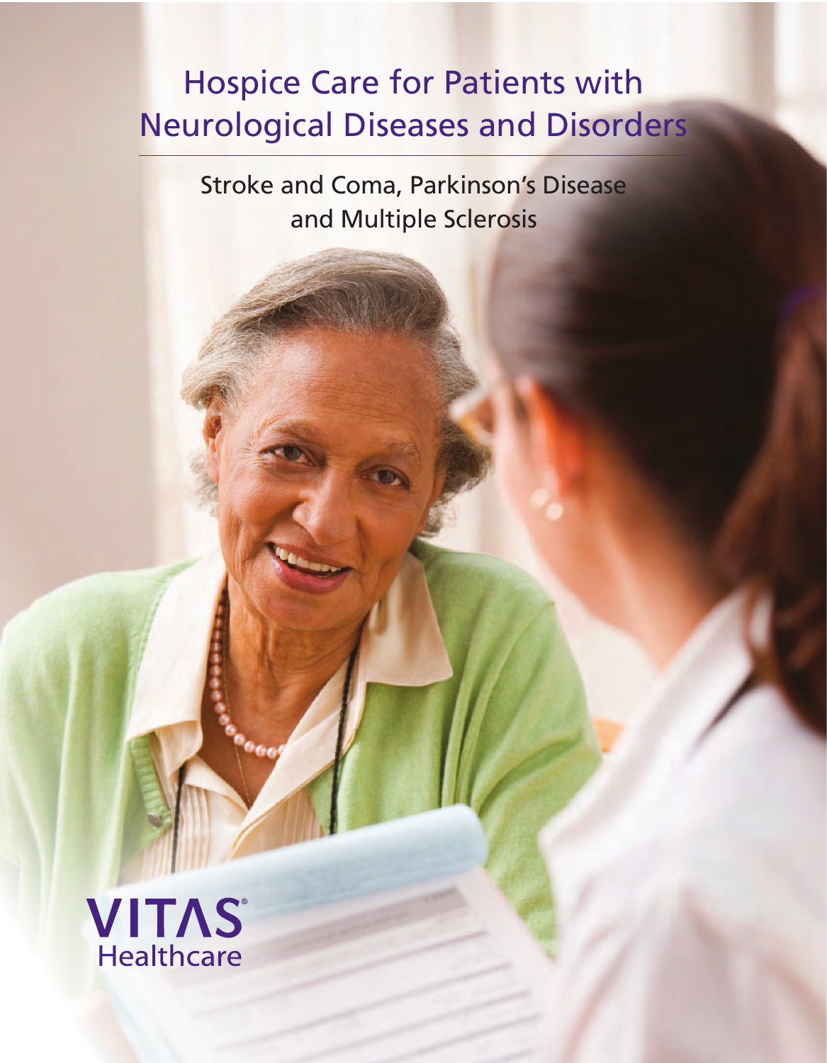# Hospice Care for Patients with Neurological Diseases and Disorders

## Stroke and Coma, Parkinson's Disease and Multiple Sclerosis

VITAS® Healthcare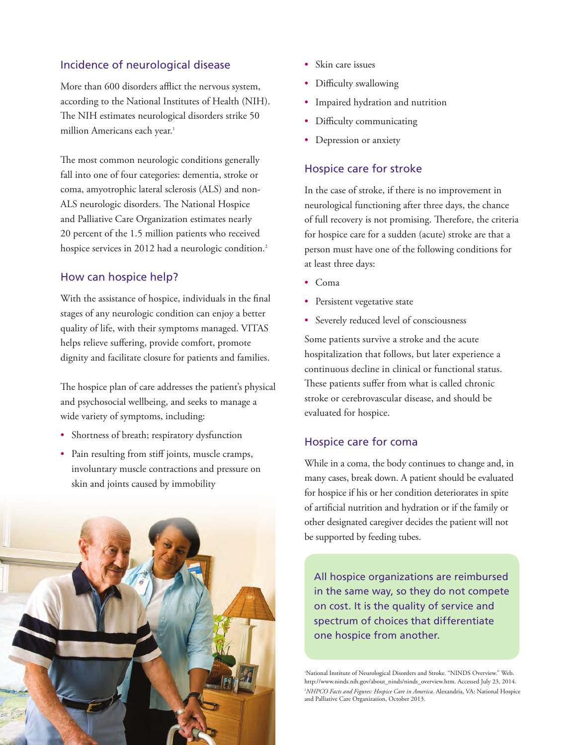## Incidence of neurological disease

More than 600 disorders afflict the nervous system, according to the National Institutes of Health (NIH). The NIH estimates neurological disorders strike 50 million Americans each year.[1]

The most common neurologic conditions generally fall into one of four categories: dementia, stroke or coma, amyotrophic lateral sclerosis (ALS) and non-ALS neurologic disorders. The National Hospice and Palliative Care Organization estimates nearly 20 percent of the 1.5 million patients who received hospice services in 2012 had a neurologic condition.[2]

## How can hospice help?

With the assistance of hospice, individuals in the final stages of any neurologic condition can enjoy a better quality of life, with their symptoms managed. VITAS helps relieve suffering, provide comfort, promote dignity and facilitate closure for patients and families.

The hospice plan of care addresses the patient's physical and psychosocial wellbeing, and seeks to manage a wide variety of symptoms, including:

- Shortness of breath; respiratory dysfunction
- Pain resulting from stiff joints, muscle cramps, involuntary muscle contractions and pressure on skin and joints caused by immobility
- Skin care issues
- Difficulty swallowing
- Impaired hydration and nutrition
- Difficulty communicating
- Depression or anxiety

## Hospice care for stroke

In the case of stroke, if there is no improvement in neurological functioning after three days, the chance of full recovery is not promising. Therefore, the criteria for hospice care for a sudden (acute) stroke are that a person must have one of the following conditions for at least three days:

- Coma
- Persistent vegetative state
- Severely reduced level of consciousness

Some patients survive a stroke and the acute hospitalization that follows, but later experience a continuous decline in clinical or functional status. These patients suffer from what is called chronic stroke or cerebrovascular disease, and should be evaluated for hospice.

## Hospice care for coma

While in a coma, the body continues to change and, in many cases, break down. A patient should be evaluated for hospice if his or her condition deteriorates in spite of artificial nutrition and hydration or if the family or other designated caregiver decides the patient will not be supported by feeding tubes.

> All hospice organizations are reimbursed in the same way, so they do not compete on cost. It is the quality of service and spectrum of choices that differentiate one hospice from another.

[1] National Institute of Neurological Disorders and Stroke. "NINDS Overview." Web. http://www.ninds.nih.gov/about_ninds/ninds_overview.htm. Accessed July 23, 2014.

[2] *NHPCO Facts and Figures: Hospice Care in America.* Alexandria, VA: National Hospice and Palliative Care Organization, October 2013.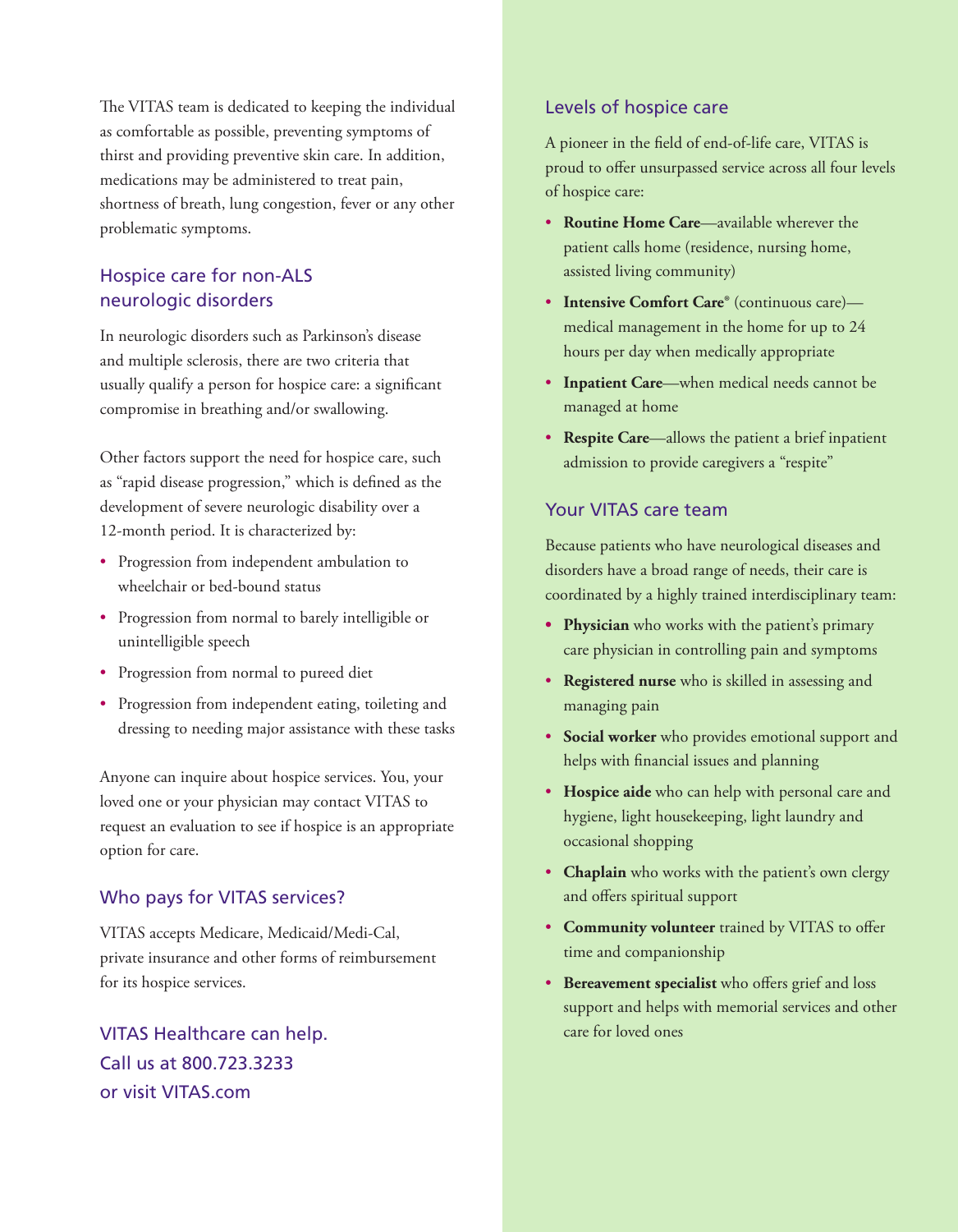The VITAS team is dedicated to keeping the individual as comfortable as possible, preventing symptoms of thirst and providing preventive skin care. In addition, medications may be administered to treat pain, shortness of breath, lung congestion, fever or any other problematic symptoms.

## Hospice care for non-ALS neurologic disorders

In neurologic disorders such as Parkinson's disease and multiple sclerosis, there are two criteria that usually qualify a person for hospice care: a significant compromise in breathing and/or swallowing.

Other factors support the need for hospice care, such as "rapid disease progression," which is defined as the development of severe neurologic disability over a 12-month period. It is characterized by:

- Progression from independent ambulation to wheelchair or bed-bound status
- Progression from normal to barely intelligible or unintelligible speech
- Progression from normal to pureed diet
- Progression from independent eating, toileting and dressing to needing major assistance with these tasks

Anyone can inquire about hospice services. You, your loved one or your physician may contact VITAS to request an evaluation to see if hospice is an appropriate option for care.

## Who pays for VITAS services?

VITAS accepts Medicare, Medicaid/Medi-Cal, private insurance and other forms of reimbursement for its hospice services.

VITAS Healthcare can help.
Call us at 800.723.3233
or visit VITAS.com

## Levels of hospice care

A pioneer in the field of end-of-life care, VITAS is proud to offer unsurpassed service across all four levels of hospice care:

- **Routine Home Care**—available wherever the patient calls home (residence, nursing home, assisted living community)
- **Intensive Comfort Care®** (continuous care)—medical management in the home for up to 24 hours per day when medically appropriate
- **Inpatient Care**—when medical needs cannot be managed at home
- **Respite Care**—allows the patient a brief inpatient admission to provide caregivers a "respite"

## Your VITAS care team

Because patients who have neurological diseases and disorders have a broad range of needs, their care is coordinated by a highly trained interdisciplinary team:

- **Physician** who works with the patient's primary care physician in controlling pain and symptoms
- **Registered nurse** who is skilled in assessing and managing pain
- **Social worker** who provides emotional support and helps with financial issues and planning
- **Hospice aide** who can help with personal care and hygiene, light housekeeping, light laundry and occasional shopping
- **Chaplain** who works with the patient's own clergy and offers spiritual support
- **Community volunteer** trained by VITAS to offer time and companionship
- **Bereavement specialist** who offers grief and loss support and helps with memorial services and other care for loved ones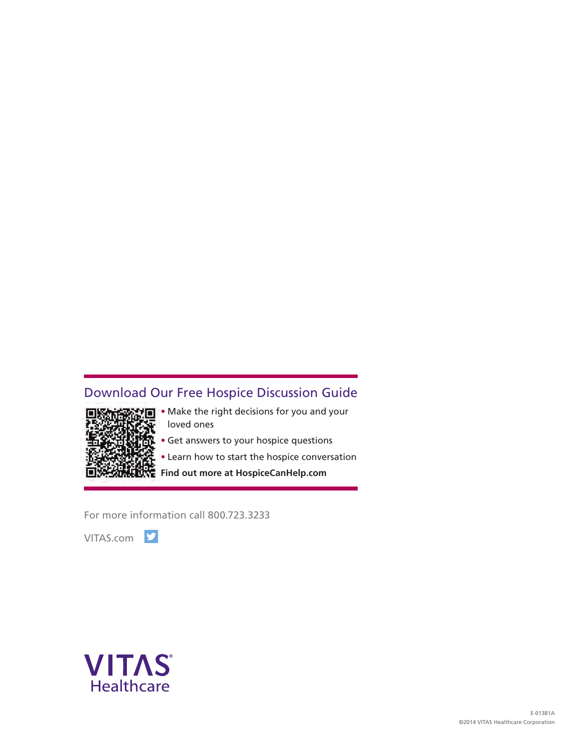## Download Our Free Hospice Discussion Guide

- Make the right decisions for you and your loved ones
- Get answers to your hospice questions
- Learn how to start the hospice conversation

**Find out more at HospiceCanHelp.com**

For more information call 800.723.3233

VITAS.com

VITAS® Healthcare

E-01381A
©2014 VITAS Healthcare Corporation